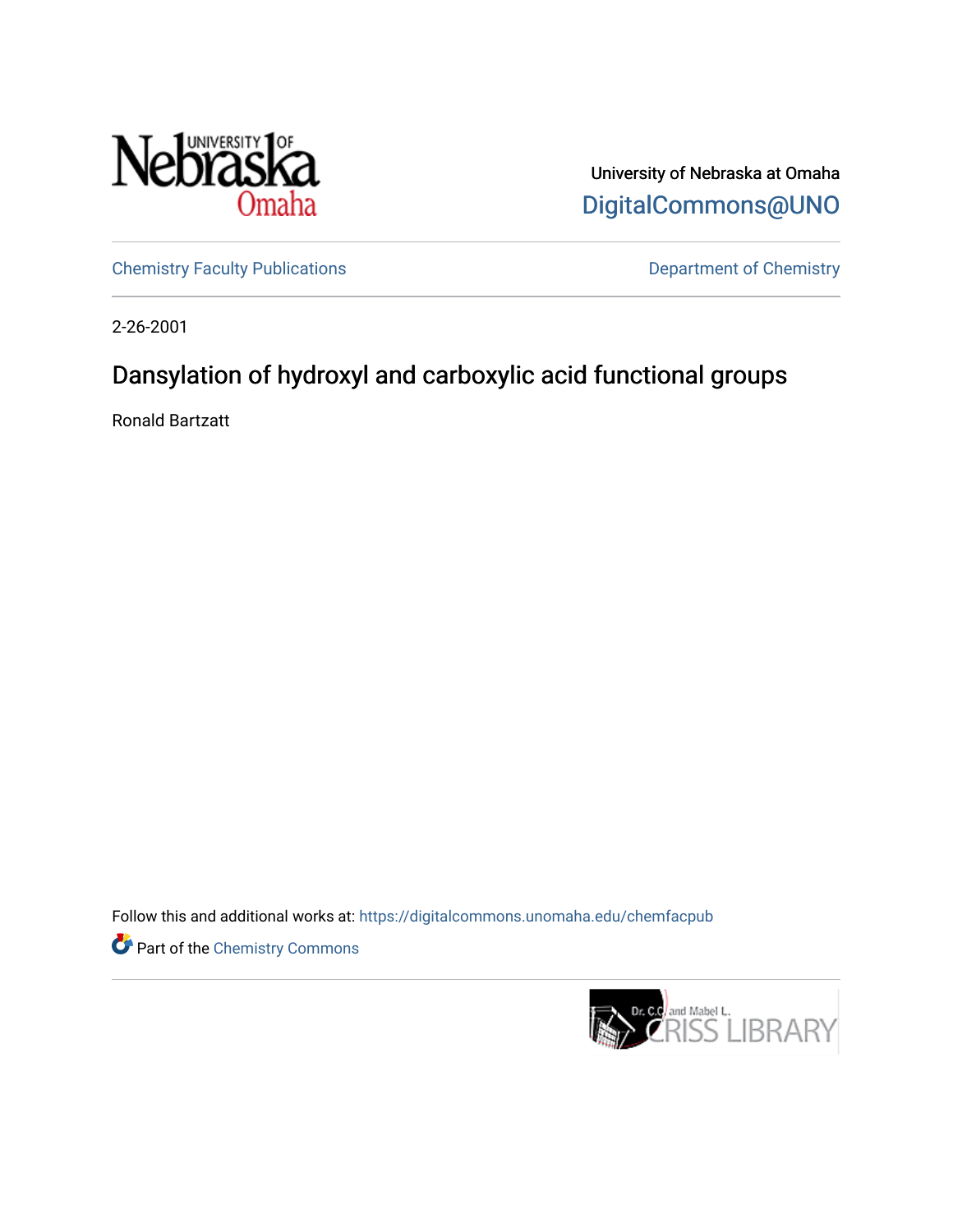University of Nebraska at Omaha

DigitalCommons@UNO

Chemistry Faculty Publications

Department of Chemistry

2-26-2001

# Dansylation of hydroxyl and carboxylic acid functional groups

Ronald Bartzatt

Follow this and additional works at: https://digitalcommons.unomaha.edu/chemfacpub

Part of the Chemistry Commons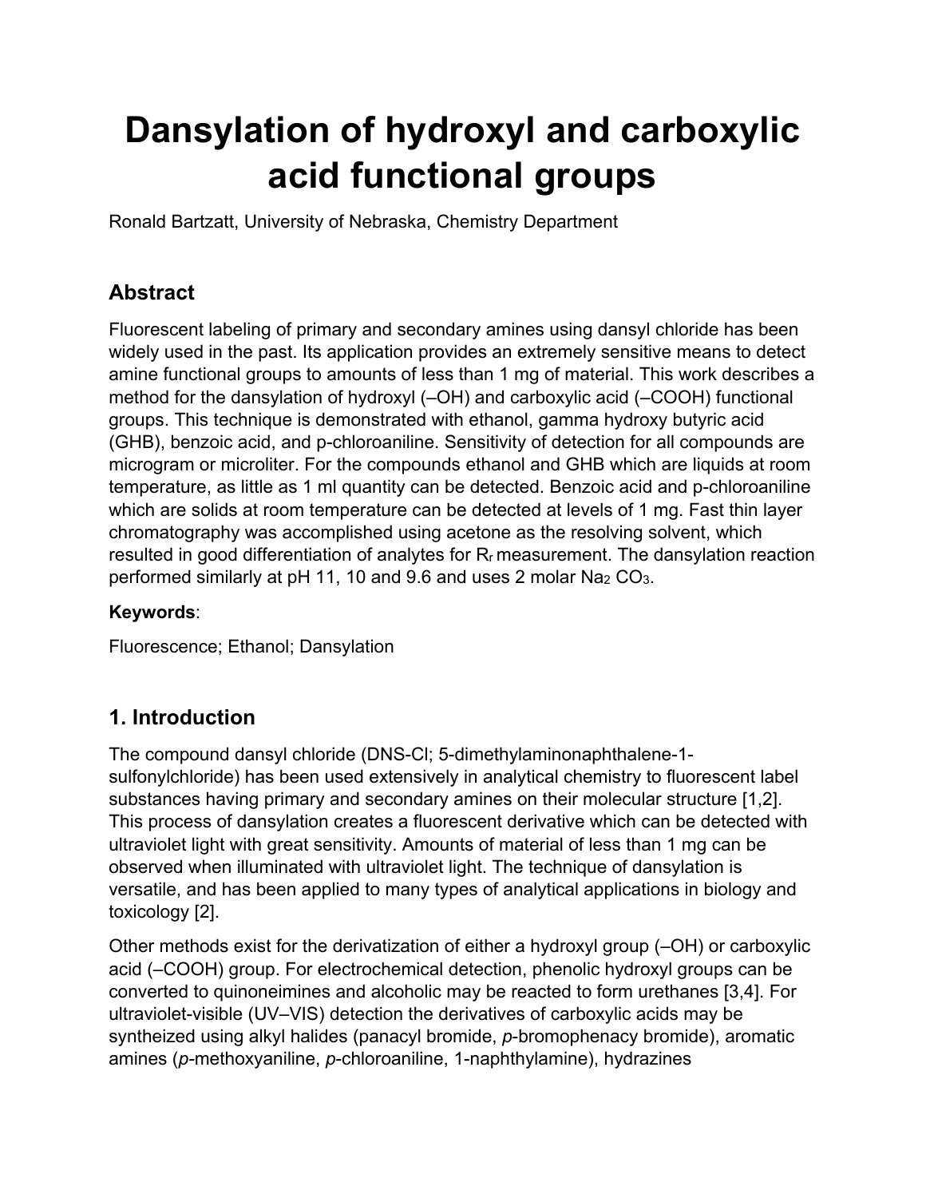# Dansylation of hydroxyl and carboxylic acid functional groups

Ronald Bartzatt, University of Nebraska, Chemistry Department

## Abstract

Fluorescent labeling of primary and secondary amines using dansyl chloride has been widely used in the past. Its application provides an extremely sensitive means to detect amine functional groups to amounts of less than 1 mg of material. This work describes a method for the dansylation of hydroxyl (–OH) and carboxylic acid (–COOH) functional groups. This technique is demonstrated with ethanol, gamma hydroxy butyric acid (GHB), benzoic acid, and p-chloroaniline. Sensitivity of detection for all compounds are microgram or microliter. For the compounds ethanol and GHB which are liquids at room temperature, as little as 1 ml quantity can be detected. Benzoic acid and p-chloroaniline which are solids at room temperature can be detected at levels of 1 mg. Fast thin layer chromatography was accomplished using acetone as the resolving solvent, which resulted in good differentiation of analytes for $R_f$ measurement. The dansylation reaction performed similarly at pH 11, 10 and 9.6 and uses 2 molar $Na_2CO_3$.

**Keywords**:

Fluorescence; Ethanol; Dansylation

## 1. Introduction

The compound dansyl chloride (DNS-Cl; 5-dimethylaminonaphthalene-1-sulfonylchloride) has been used extensively in analytical chemistry to fluorescent label substances having primary and secondary amines on their molecular structure [1,2]. This process of dansylation creates a fluorescent derivative which can be detected with ultraviolet light with great sensitivity. Amounts of material of less than 1 mg can be observed when illuminated with ultraviolet light. The technique of dansylation is versatile, and has been applied to many types of analytical applications in biology and toxicology [2].

Other methods exist for the derivatization of either a hydroxyl group (–OH) or carboxylic acid (–COOH) group. For electrochemical detection, phenolic hydroxyl groups can be converted to quinoneimines and alcoholic may be reacted to form urethanes [3,4]. For ultraviolet-visible (UV–VIS) detection the derivatives of carboxylic acids may be syntheized using alkyl halides (panacyl bromide, *p*-bromophenacy bromide), aromatic amines (*p*-methoxyaniline, *p*-chloroaniline, 1-naphthylamine), hydrazines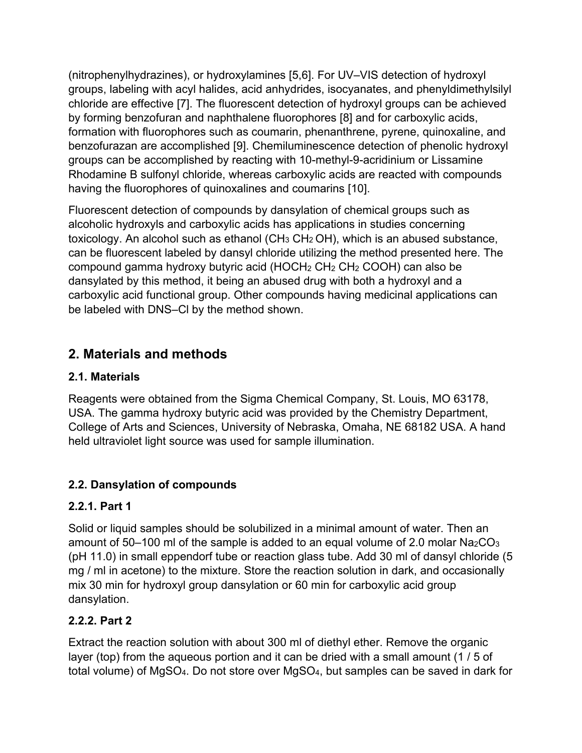(nitrophenylhydrazines), or hydroxylamines [5,6]. For UV–VIS detection of hydroxyl groups, labeling with acyl halides, acid anhydrides, isocyanates, and phenyldimethylsilyl chloride are effective [7]. The fluorescent detection of hydroxyl groups can be achieved by forming benzofuran and naphthalene fluorophores [8] and for carboxylic acids, formation with fluorophores such as coumarin, phenanthrene, pyrene, quinoxaline, and benzofurazan are accomplished [9]. Chemiluminescence detection of phenolic hydroxyl groups can be accomplished by reacting with 10-methyl-9-acridinium or Lissamine Rhodamine B sulfonyl chloride, whereas carboxylic acids are reacted with compounds having the fluorophores of quinoxalines and coumarins [10].

Fluorescent detection of compounds by dansylation of chemical groups such as alcoholic hydroxyls and carboxylic acids has applications in studies concerning toxicology. An alcohol such as ethanol ($CH_3\ CH_2\ OH$), which is an abused substance, can be fluorescent labeled by dansyl chloride utilizing the method presented here. The compound gamma hydroxy butyric acid ($HOCH_2\ CH_2\ CH_2\ COOH$) can also be dansylated by this method, it being an abused drug with both a hydroxyl and a carboxylic acid functional group. Other compounds having medicinal applications can be labeled with DNS–Cl by the method shown.

## 2. Materials and methods

### 2.1. Materials

Reagents were obtained from the Sigma Chemical Company, St. Louis, MO 63178, USA. The gamma hydroxy butyric acid was provided by the Chemistry Department, College of Arts and Sciences, University of Nebraska, Omaha, NE 68182 USA. A hand held ultraviolet light source was used for sample illumination.

### 2.2. Dansylation of compounds

#### 2.2.1. Part 1

Solid or liquid samples should be solubilized in a minimal amount of water. Then an amount of 50–100 ml of the sample is added to an equal volume of 2.0 molar $Na_2CO_3$ (pH 11.0) in small eppendorf tube or reaction glass tube. Add 30 ml of dansyl chloride (5 mg / ml in acetone) to the mixture. Store the reaction solution in dark, and occasionally mix 30 min for hydroxyl group dansylation or 60 min for carboxylic acid group dansylation.

#### 2.2.2. Part 2

Extract the reaction solution with about 300 ml of diethyl ether. Remove the organic layer (top) from the aqueous portion and it can be dried with a small amount (1 / 5 of total volume) of $MgSO_4$. Do not store over $MgSO_4$, but samples can be saved in dark for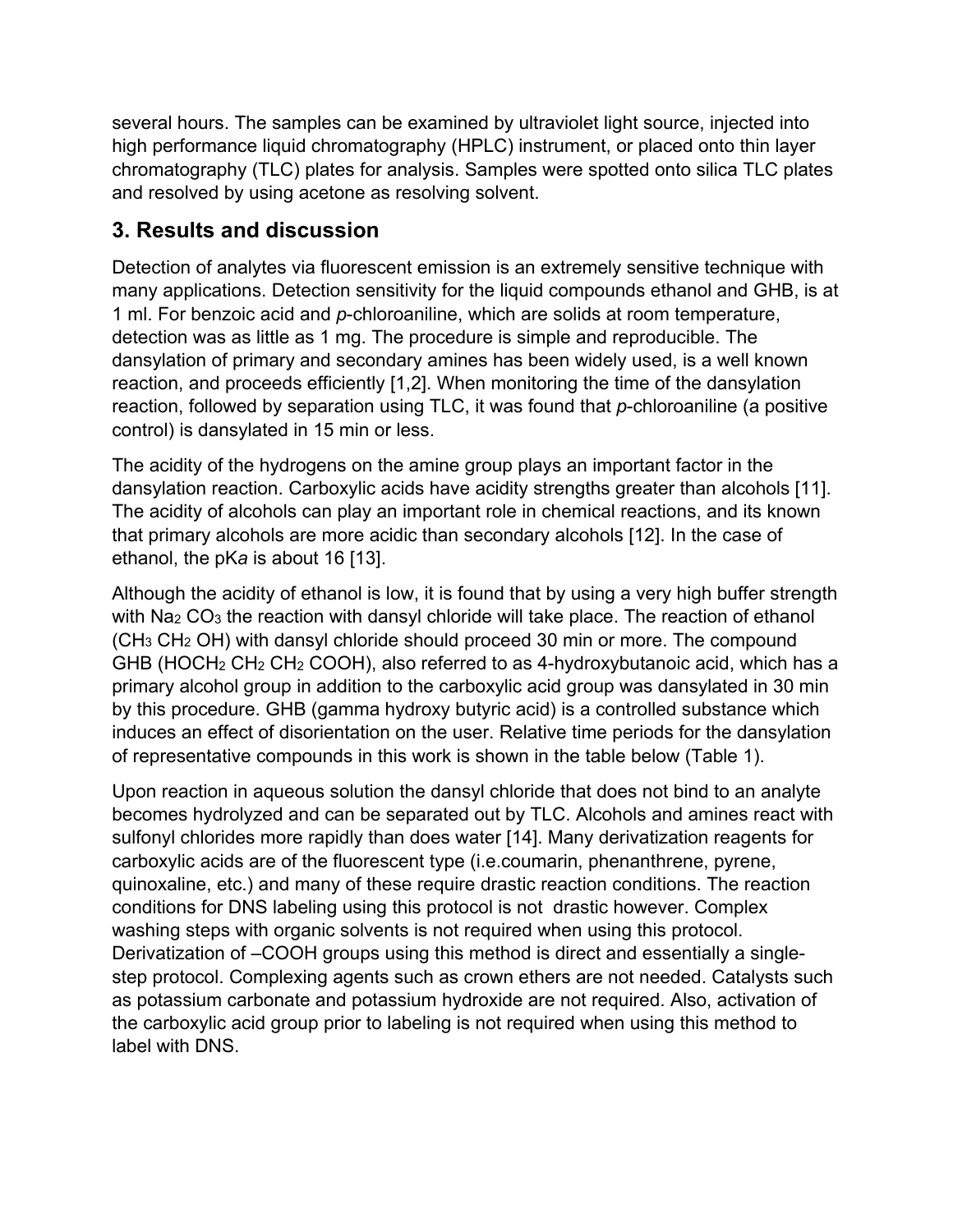several hours. The samples can be examined by ultraviolet light source, injected into high performance liquid chromatography (HPLC) instrument, or placed onto thin layer chromatography (TLC) plates for analysis. Samples were spotted onto silica TLC plates and resolved by using acetone as resolving solvent.

## 3. Results and discussion

Detection of analytes via fluorescent emission is an extremely sensitive technique with many applications. Detection sensitivity for the liquid compounds ethanol and GHB, is at 1 ml. For benzoic acid and *p*-chloroaniline, which are solids at room temperature, detection was as little as 1 mg. The procedure is simple and reproducible. The dansylation of primary and secondary amines has been widely used, is a well known reaction, and proceeds efficiently [1,2]. When monitoring the time of the dansylation reaction, followed by separation using TLC, it was found that *p*-chloroaniline (a positive control) is dansylated in 15 min or less.

The acidity of the hydrogens on the amine group plays an important factor in the dansylation reaction. Carboxylic acids have acidity strengths greater than alcohols [11]. The acidity of alcohols can play an important role in chemical reactions, and its known that primary alcohols are more acidic than secondary alcohols [12]. In the case of ethanol, the p*Ka* is about 16 [13].

Although the acidity of ethanol is low, it is found that by using a very high buffer strength with $Na_2CO_3$ the reaction with dansyl chloride will take place. The reaction of ethanol ($CH_3CH_2OH$) with dansyl chloride should proceed 30 min or more. The compound GHB ($HOCH_2CH_2CH_2COOH$), also referred to as 4-hydroxybutanoic acid, which has a primary alcohol group in addition to the carboxylic acid group was dansylated in 30 min by this procedure. GHB (gamma hydroxy butyric acid) is a controlled substance which induces an effect of disorientation on the user. Relative time periods for the dansylation of representative compounds in this work is shown in the table below (Table 1).

Upon reaction in aqueous solution the dansyl chloride that does not bind to an analyte becomes hydrolyzed and can be separated out by TLC. Alcohols and amines react with sulfonyl chlorides more rapidly than does water [14]. Many derivatization reagents for carboxylic acids are of the fluorescent type (i.e.coumarin, phenanthrene, pyrene, quinoxaline, etc.) and many of these require drastic reaction conditions. The reaction conditions for DNS labeling using this protocol is not drastic however. Complex washing steps with organic solvents is not required when using this protocol. Derivatization of –COOH groups using this method is direct and essentially a single-step protocol. Complexing agents such as crown ethers are not needed. Catalysts such as potassium carbonate and potassium hydroxide are not required. Also, activation of the carboxylic acid group prior to labeling is not required when using this method to label with DNS.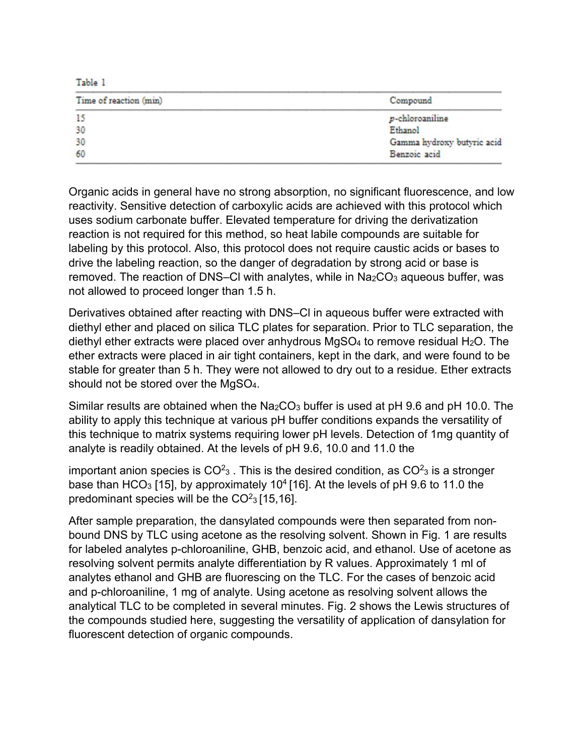Table 1

| Time of reaction (min) | Compound |
|---|---|
| 15 | *p*-chloroaniline |
| 30 | Ethanol |
| 30 | Gamma hydroxy butyric acid |
| 60 | Benzoic acid |

Organic acids in general have no strong absorption, no significant fluorescence, and low reactivity. Sensitive detection of carboxylic acids are achieved with this protocol which uses sodium carbonate buffer. Elevated temperature for driving the derivatization reaction is not required for this method, so heat labile compounds are suitable for labeling by this protocol. Also, this protocol does not require caustic acids or bases to drive the labeling reaction, so the danger of degradation by strong acid or base is removed. The reaction of DNS–Cl with analytes, while in $Na_2CO_3$ aqueous buffer, was not allowed to proceed longer than 1.5 h.

Derivatives obtained after reacting with DNS–Cl in aqueous buffer were extracted with diethyl ether and placed on silica TLC plates for separation. Prior to TLC separation, the diethyl ether extracts were placed over anhydrous $MgSO_4$ to remove residual $H_2O$. The ether extracts were placed in air tight containers, kept in the dark, and were found to be stable for greater than 5 h. They were not allowed to dry out to a residue. Ether extracts should not be stored over the $MgSO_4$.

Similar results are obtained when the $Na_2CO_3$ buffer is used at pH 9.6 and pH 10.0. The ability to apply this technique at various pH buffer conditions expands the versatility of this technique to matrix systems requiring lower pH levels. Detection of 1mg quantity of analyte is readily obtained. At the levels of pH 9.6, 10.0 and 11.0 the

important anion species is $CO^2_3$ . This is the desired condition, as $CO^2_3$ is a stronger base than $HCO_3$ [15], by approximately $10^4$ [16]. At the levels of pH 9.6 to 11.0 the predominant species will be the $CO^2_3$ [15,16].

After sample preparation, the dansylated compounds were then separated from non-bound DNS by TLC using acetone as the resolving solvent. Shown in Fig. 1 are results for labeled analytes p-chloroaniline, GHB, benzoic acid, and ethanol. Use of acetone as resolving solvent permits analyte differentiation by R values. Approximately 1 ml of analytes ethanol and GHB are fluorescing on the TLC. For the cases of benzoic acid and p-chloroaniline, 1 mg of analyte. Using acetone as resolving solvent allows the analytical TLC to be completed in several minutes. Fig. 2 shows the Lewis structures of the compounds studied here, suggesting the versatility of application of dansylation for fluorescent detection of organic compounds.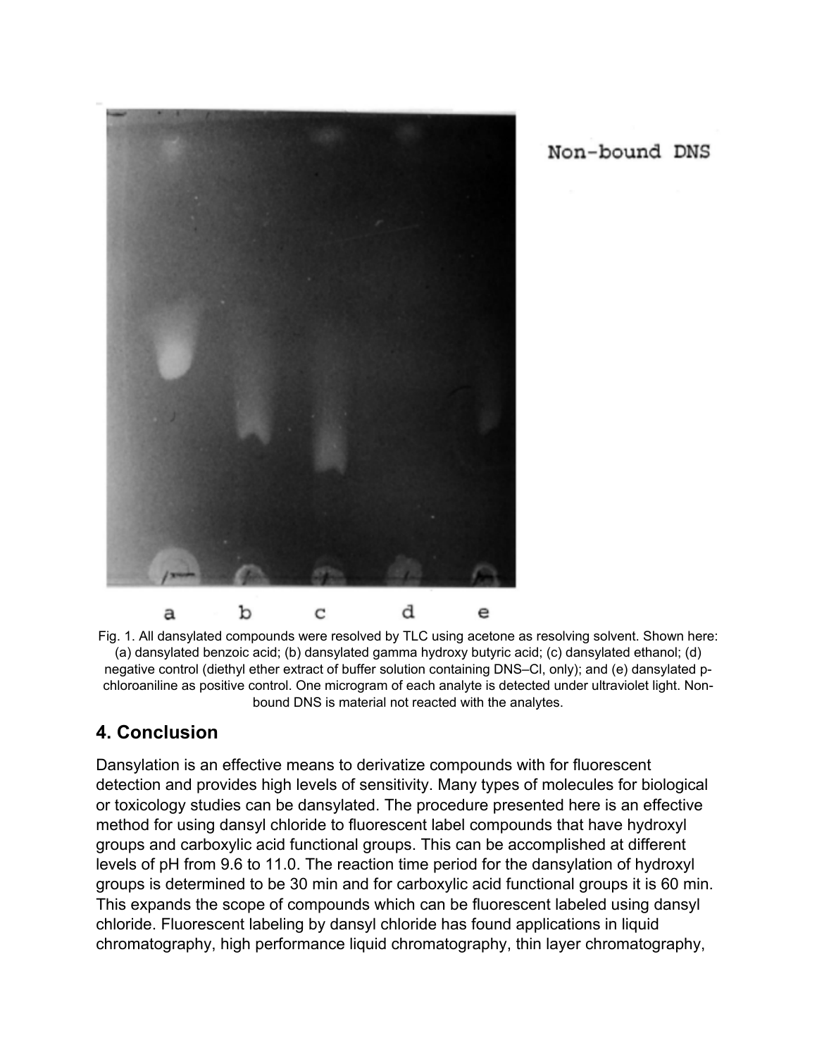Fig. 1. All dansylated compounds were resolved by TLC using acetone as resolving solvent. Shown here: (a) dansylated benzoic acid; (b) dansylated gamma hydroxy butyric acid; (c) dansylated ethanol; (d) negative control (diethyl ether extract of buffer solution containing DNS–Cl, only); and (e) dansylated p-chloroaniline as positive control. One microgram of each analyte is detected under ultraviolet light. Non-bound DNS is material not reacted with the analytes.

## 4. Conclusion

Dansylation is an effective means to derivatize compounds with for fluorescent detection and provides high levels of sensitivity. Many types of molecules for biological or toxicology studies can be dansylated. The procedure presented here is an effective method for using dansyl chloride to fluorescent label compounds that have hydroxyl groups and carboxylic acid functional groups. This can be accomplished at different levels of pH from 9.6 to 11.0. The reaction time period for the dansylation of hydroxyl groups is determined to be 30 min and for carboxylic acid functional groups it is 60 min. This expands the scope of compounds which can be fluorescent labeled using dansyl chloride. Fluorescent labeling by dansyl chloride has found applications in liquid chromatography, high performance liquid chromatography, thin layer chromatography,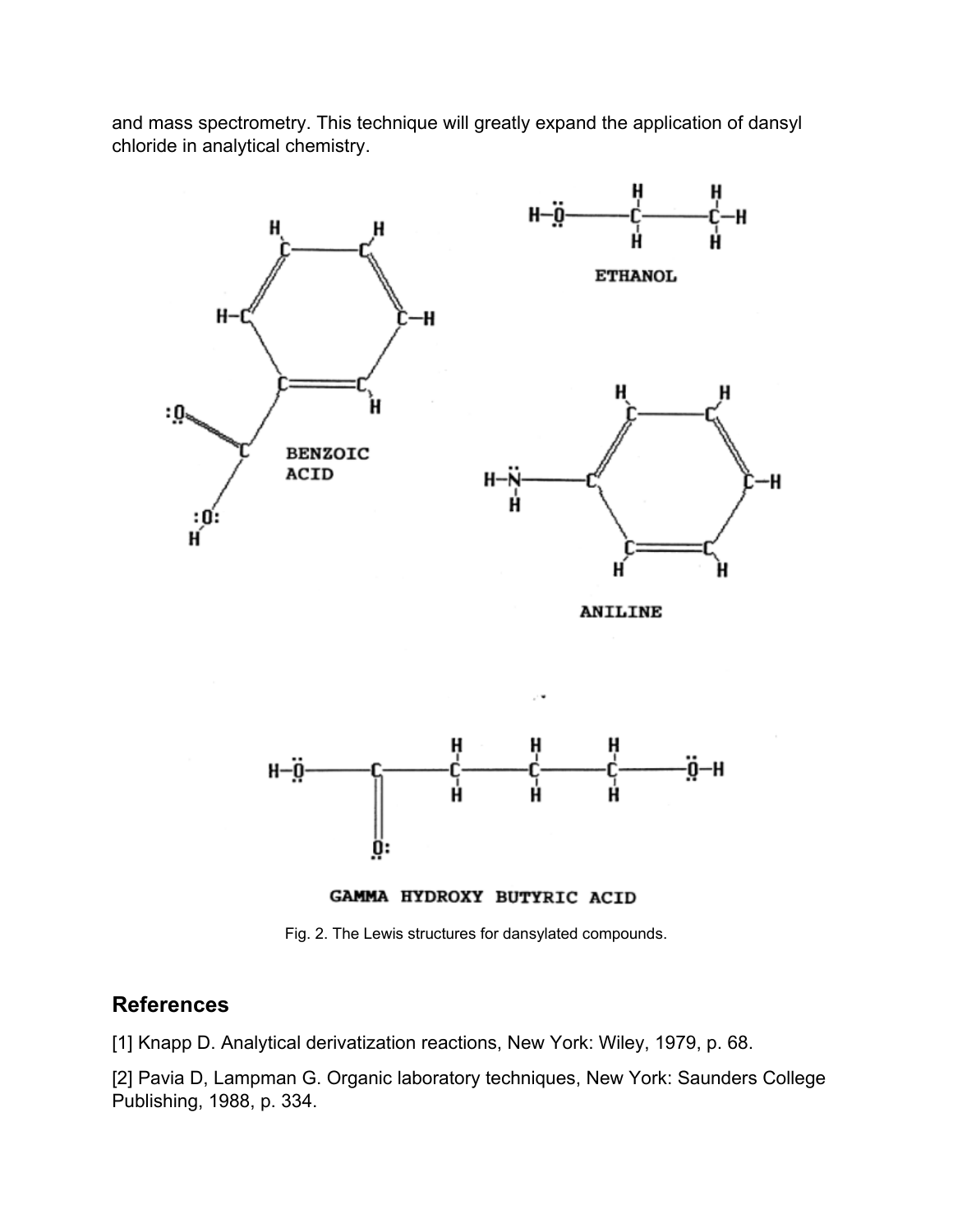and mass spectrometry. This technique will greatly expand the application of dansyl chloride in analytical chemistry.

Fig. 2. The Lewis structures for dansylated compounds.

## References

[1] Knapp D. Analytical derivatization reactions, New York: Wiley, 1979, p. 68.

[2] Pavia D, Lampman G. Organic laboratory techniques, New York: Saunders College Publishing, 1988, p. 334.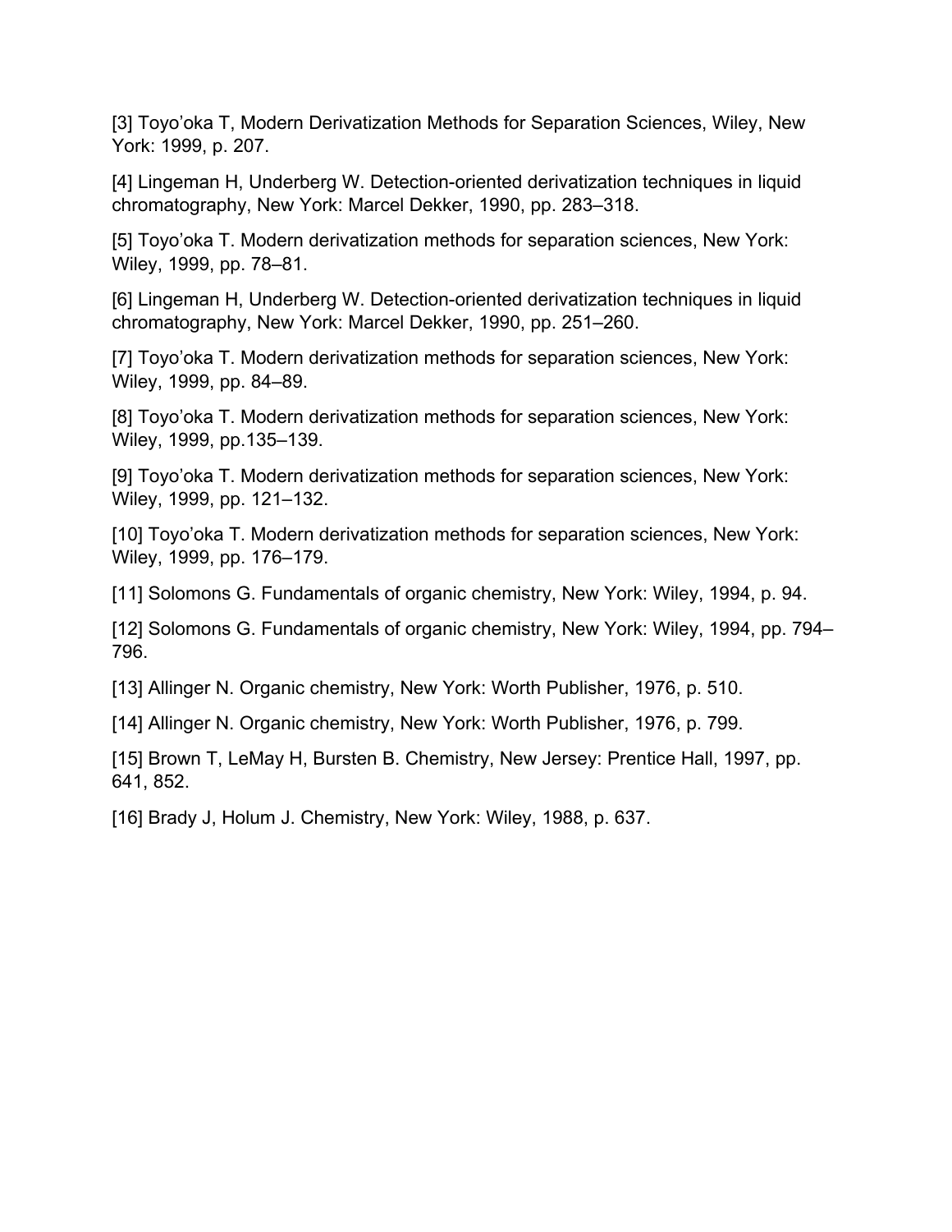[3] Toyo'oka T, Modern Derivatization Methods for Separation Sciences, Wiley, New York: 1999, p. 207.

[4] Lingeman H, Underberg W. Detection-oriented derivatization techniques in liquid chromatography, New York: Marcel Dekker, 1990, pp. 283–318.

[5] Toyo'oka T. Modern derivatization methods for separation sciences, New York: Wiley, 1999, pp. 78–81.

[6] Lingeman H, Underberg W. Detection-oriented derivatization techniques in liquid chromatography, New York: Marcel Dekker, 1990, pp. 251–260.

[7] Toyo'oka T. Modern derivatization methods for separation sciences, New York: Wiley, 1999, pp. 84–89.

[8] Toyo'oka T. Modern derivatization methods for separation sciences, New York: Wiley, 1999, pp.135–139.

[9] Toyo'oka T. Modern derivatization methods for separation sciences, New York: Wiley, 1999, pp. 121–132.

[10] Toyo'oka T. Modern derivatization methods for separation sciences, New York: Wiley, 1999, pp. 176–179.

[11] Solomons G. Fundamentals of organic chemistry, New York: Wiley, 1994, p. 94.

[12] Solomons G. Fundamentals of organic chemistry, New York: Wiley, 1994, pp. 794–796.

[13] Allinger N. Organic chemistry, New York: Worth Publisher, 1976, p. 510.

[14] Allinger N. Organic chemistry, New York: Worth Publisher, 1976, p. 799.

[15] Brown T, LeMay H, Bursten B. Chemistry, New Jersey: Prentice Hall, 1997, pp. 641, 852.

[16] Brady J, Holum J. Chemistry, New York: Wiley, 1988, p. 637.